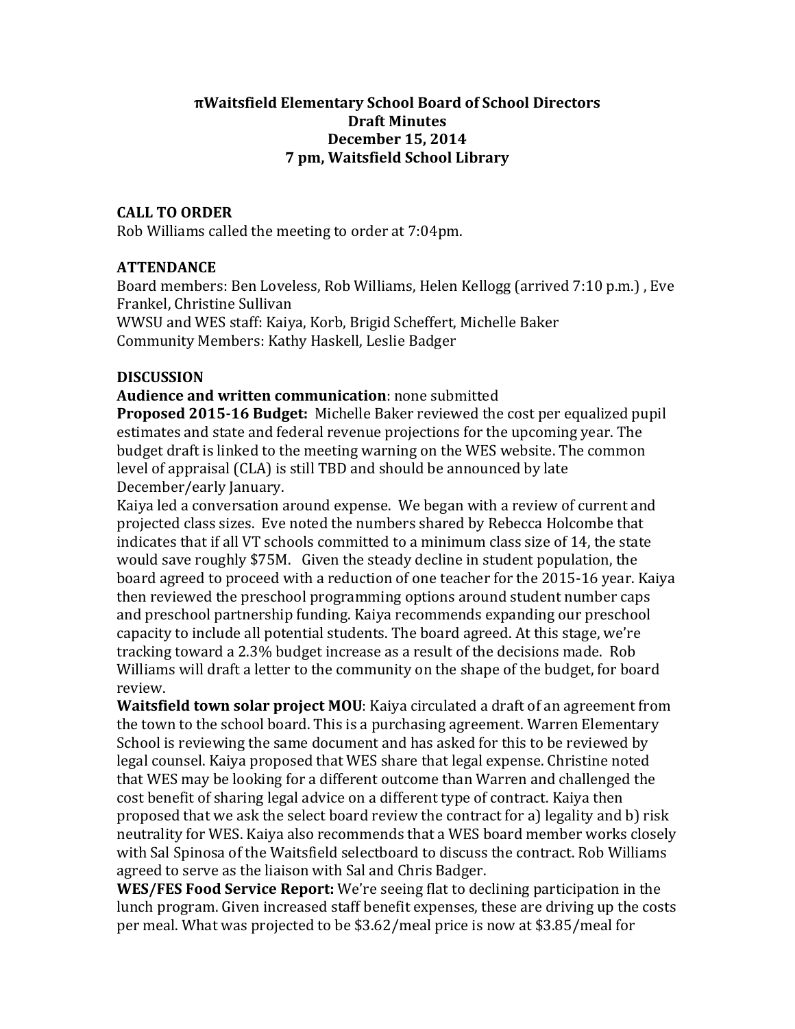# πWaitsfield Elementary School Board of School Directors
## Draft Minutes
## December 15, 2014
## 7 pm, Waitsfield School Library

### CALL TO ORDER

Rob Williams called the meeting to order at 7:04pm.

### ATTENDANCE

Board members: Ben Loveless, Rob Williams, Helen Kellogg (arrived 7:10 p.m.) , Eve Frankel, Christine Sullivan
WWSU and WES staff: Kaiya, Korb, Brigid Scheffert, Michelle Baker
Community Members: Kathy Haskell, Leslie Badger

### DISCUSSION

**Audience and written communication**: none submitted

**Proposed 2015-16 Budget:** Michelle Baker reviewed the cost per equalized pupil estimates and state and federal revenue projections for the upcoming year. The budget draft is linked to the meeting warning on the WES website. The common level of appraisal (CLA) is still TBD and should be announced by late December/early January.

Kaiya led a conversation around expense. We began with a review of current and projected class sizes. Eve noted the numbers shared by Rebecca Holcombe that indicates that if all VT schools committed to a minimum class size of 14, the state would save roughly $75M. Given the steady decline in student population, the board agreed to proceed with a reduction of one teacher for the 2015-16 year. Kaiya then reviewed the preschool programming options around student number caps and preschool partnership funding. Kaiya recommends expanding our preschool capacity to include all potential students. The board agreed. At this stage, we're tracking toward a 2.3% budget increase as a result of the decisions made. Rob Williams will draft a letter to the community on the shape of the budget, for board review.

**Waitsfield town solar project MOU**: Kaiya circulated a draft of an agreement from the town to the school board. This is a purchasing agreement. Warren Elementary School is reviewing the same document and has asked for this to be reviewed by legal counsel. Kaiya proposed that WES share that legal expense. Christine noted that WES may be looking for a different outcome than Warren and challenged the cost benefit of sharing legal advice on a different type of contract. Kaiya then proposed that we ask the select board review the contract for a) legality and b) risk neutrality for WES. Kaiya also recommends that a WES board member works closely with Sal Spinosa of the Waitsfield selectboard to discuss the contract. Rob Williams agreed to serve as the liaison with Sal and Chris Badger.

**WES/FES Food Service Report:** We're seeing flat to declining participation in the lunch program. Given increased staff benefit expenses, these are driving up the costs per meal. What was projected to be $3.62/meal price is now at $3.85/meal for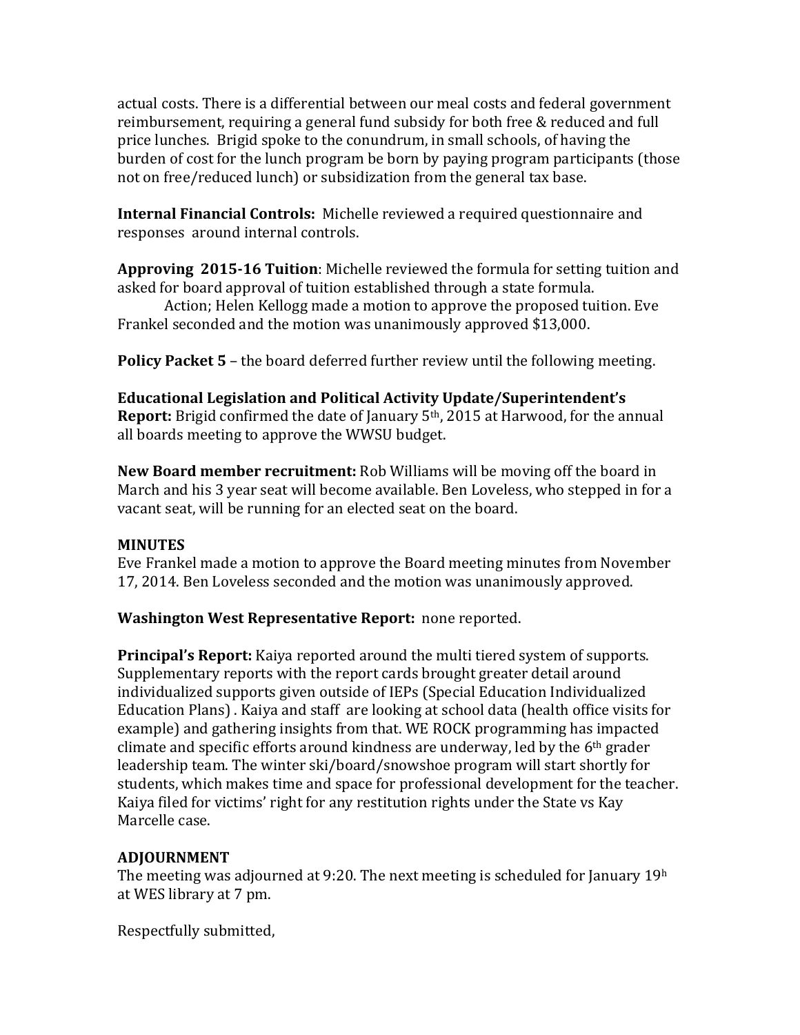actual costs. There is a differential between our meal costs and federal government reimbursement, requiring a general fund subsidy for both free & reduced and full price lunches. Brigid spoke to the conundrum, in small schools, of having the burden of cost for the lunch program be born by paying program participants (those not on free/reduced lunch) or subsidization from the general tax base.

**Internal Financial Controls:** Michelle reviewed a required questionnaire and responses around internal controls.

**Approving 2015-16 Tuition**: Michelle reviewed the formula for setting tuition and asked for board approval of tuition established through a state formula.

Action; Helen Kellogg made a motion to approve the proposed tuition. Eve Frankel seconded and the motion was unanimously approved $13,000.

**Policy Packet 5** – the board deferred further review until the following meeting.

**Educational Legislation and Political Activity Update/Superintendent's Report:** Brigid confirmed the date of January 5th, 2015 at Harwood, for the annual all boards meeting to approve the WWSU budget.

**New Board member recruitment:** Rob Williams will be moving off the board in March and his 3 year seat will become available. Ben Loveless, who stepped in for a vacant seat, will be running for an elected seat on the board.

**MINUTES**

Eve Frankel made a motion to approve the Board meeting minutes from November 17, 2014. Ben Loveless seconded and the motion was unanimously approved.

**Washington West Representative Report:** none reported.

**Principal's Report:** Kaiya reported around the multi tiered system of supports. Supplementary reports with the report cards brought greater detail around individualized supports given outside of IEPs (Special Education Individualized Education Plans) . Kaiya and staff are looking at school data (health office visits for example) and gathering insights from that. WE ROCK programming has impacted climate and specific efforts around kindness are underway, led by the 6th grader leadership team. The winter ski/board/snowshoe program will start shortly for students, which makes time and space for professional development for the teacher. Kaiya filed for victims' right for any restitution rights under the State vs Kay Marcelle case.

**ADJOURNMENT**

The meeting was adjourned at 9:20. The next meeting is scheduled for January 19h at WES library at 7 pm.

Respectfully submitted,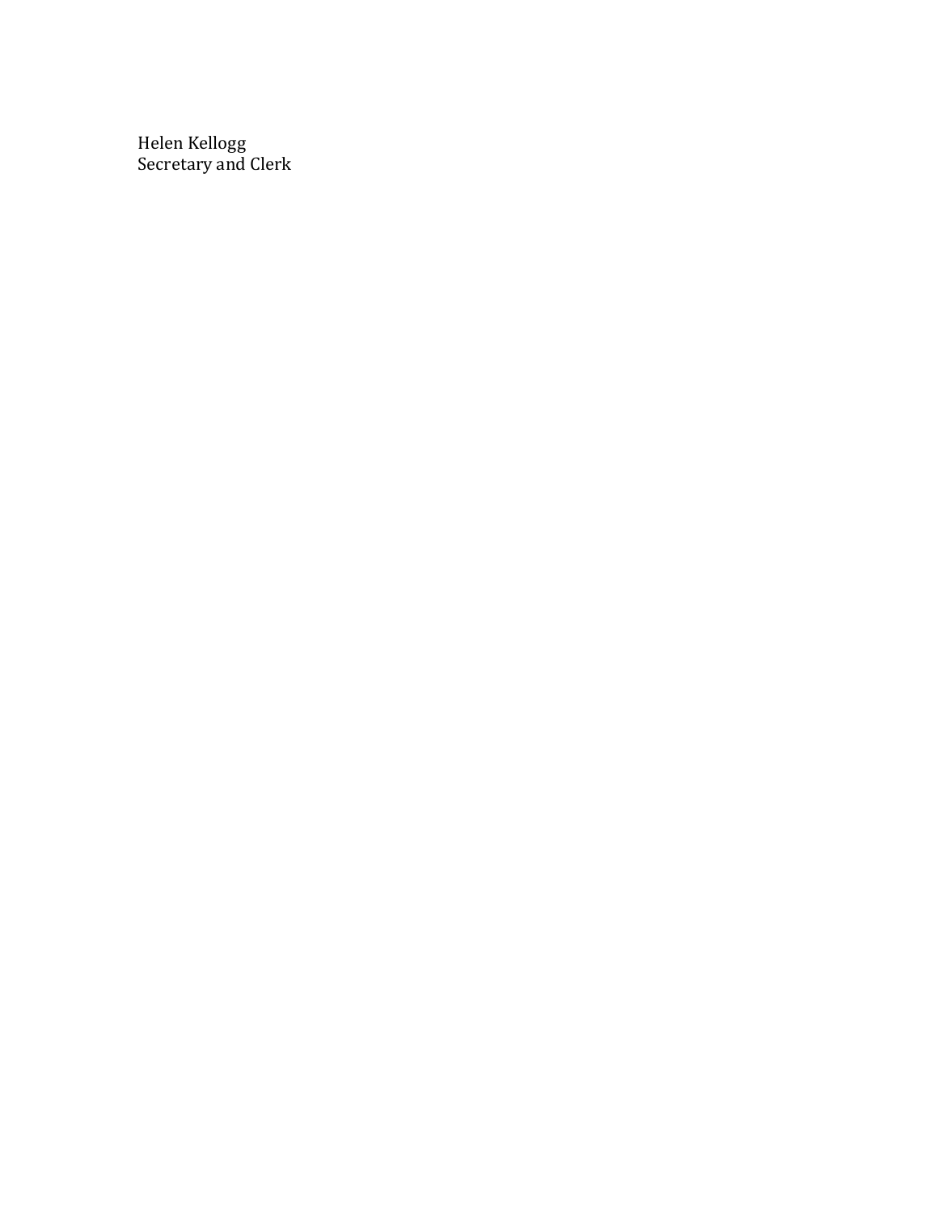Helen Kellogg
Secretary and Clerk